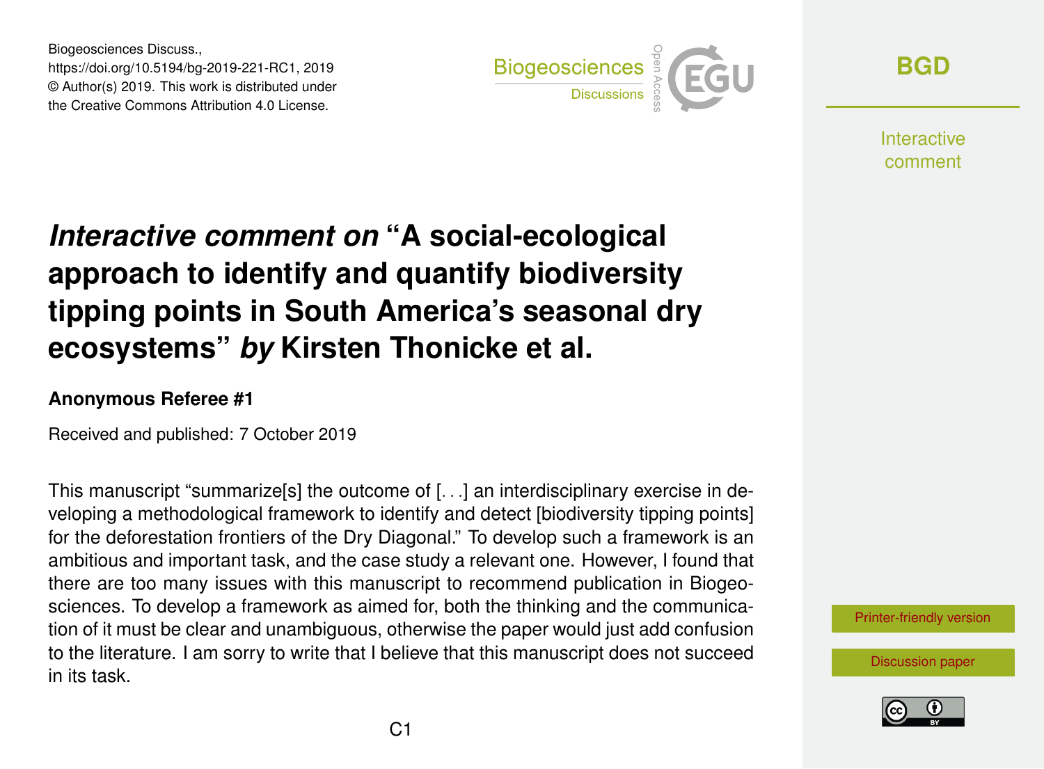# *Interactive comment on* "A social-ecological approach to identify and quantify biodiversity tipping points in South America's seasonal dry ecosystems" *by* Kirsten Thonicke et al.

**Anonymous Referee #1**

Received and published: 7 October 2019

This manuscript "summarize[s] the outcome of [. . .] an interdisciplinary exercise in developing a methodological framework to identify and detect [biodiversity tipping points] for the deforestation frontiers of the Dry Diagonal." To develop such a framework is an ambitious and important task, and the case study a relevant one. However, I found that there are too many issues with this manuscript to recommend publication in Biogeosciences. To develop a framework as aimed for, both the thinking and the communication of it must be clear and unambiguous, otherwise the paper would just add confusion to the literature. I am sorry to write that I believe that this manuscript does not succeed in its task.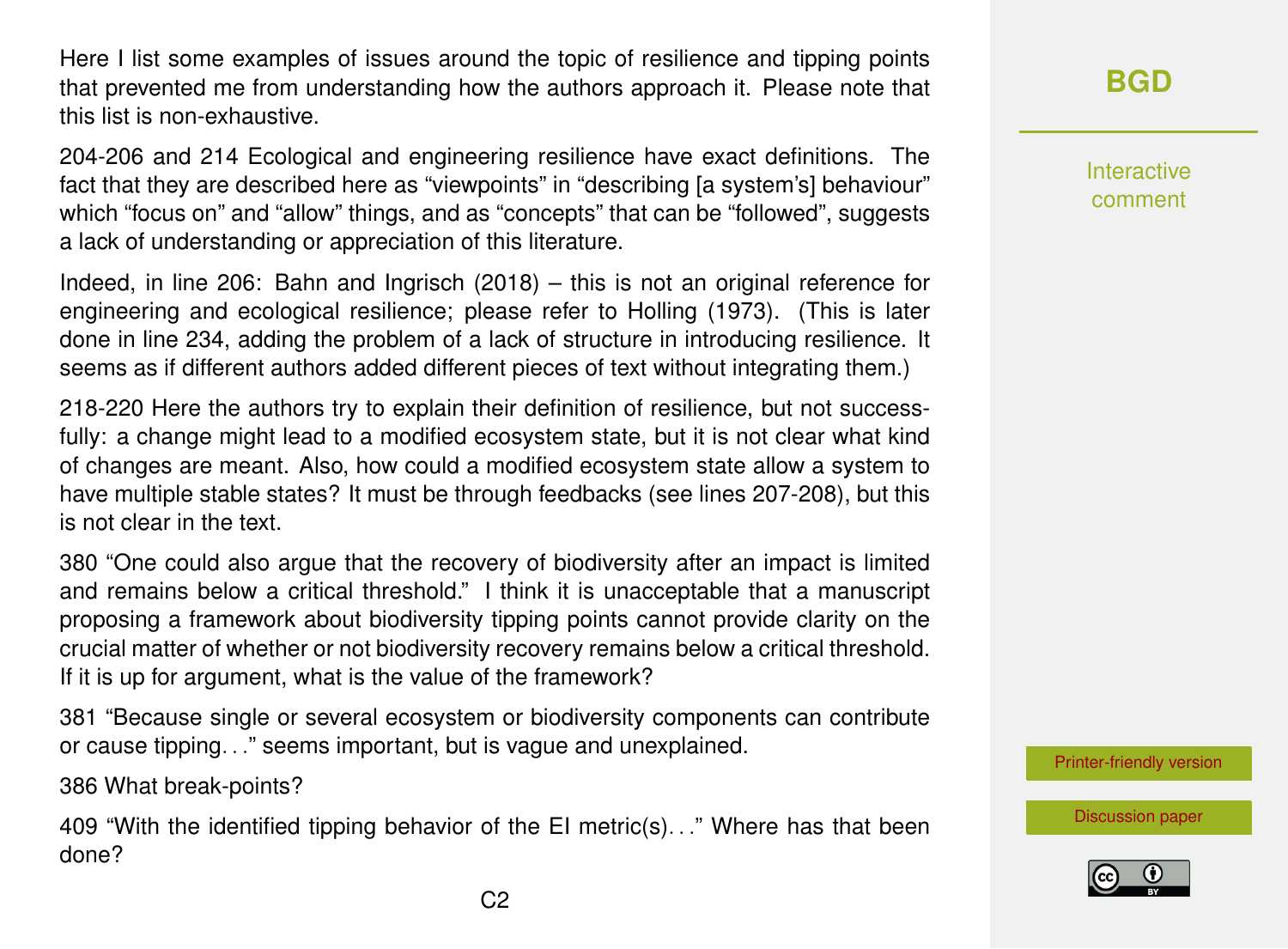Here I list some examples of issues around the topic of resilience and tipping points that prevented me from understanding how the authors approach it. Please note that this list is non-exhaustive.

204-206 and 214 Ecological and engineering resilience have exact definitions. The fact that they are described here as "viewpoints" in "describing [a system's] behaviour" which "focus on" and "allow" things, and as "concepts" that can be "followed", suggests a lack of understanding or appreciation of this literature.

Indeed, in line 206: Bahn and Ingrisch (2018) – this is not an original reference for engineering and ecological resilience; please refer to Holling (1973). (This is later done in line 234, adding the problem of a lack of structure in introducing resilience. It seems as if different authors added different pieces of text without integrating them.)

218-220 Here the authors try to explain their definition of resilience, but not successfully: a change might lead to a modified ecosystem state, but it is not clear what kind of changes are meant. Also, how could a modified ecosystem state allow a system to have multiple stable states? It must be through feedbacks (see lines 207-208), but this is not clear in the text.

380 "One could also argue that the recovery of biodiversity after an impact is limited and remains below a critical threshold." I think it is unacceptable that a manuscript proposing a framework about biodiversity tipping points cannot provide clarity on the crucial matter of whether or not biodiversity recovery remains below a critical threshold. If it is up for argument, what is the value of the framework?

381 "Because single or several ecosystem or biodiversity components can contribute or cause tipping…" seems important, but is vague and unexplained.

386 What break-points?

409 "With the identified tipping behavior of the EI metric(s)…" Where has that been done?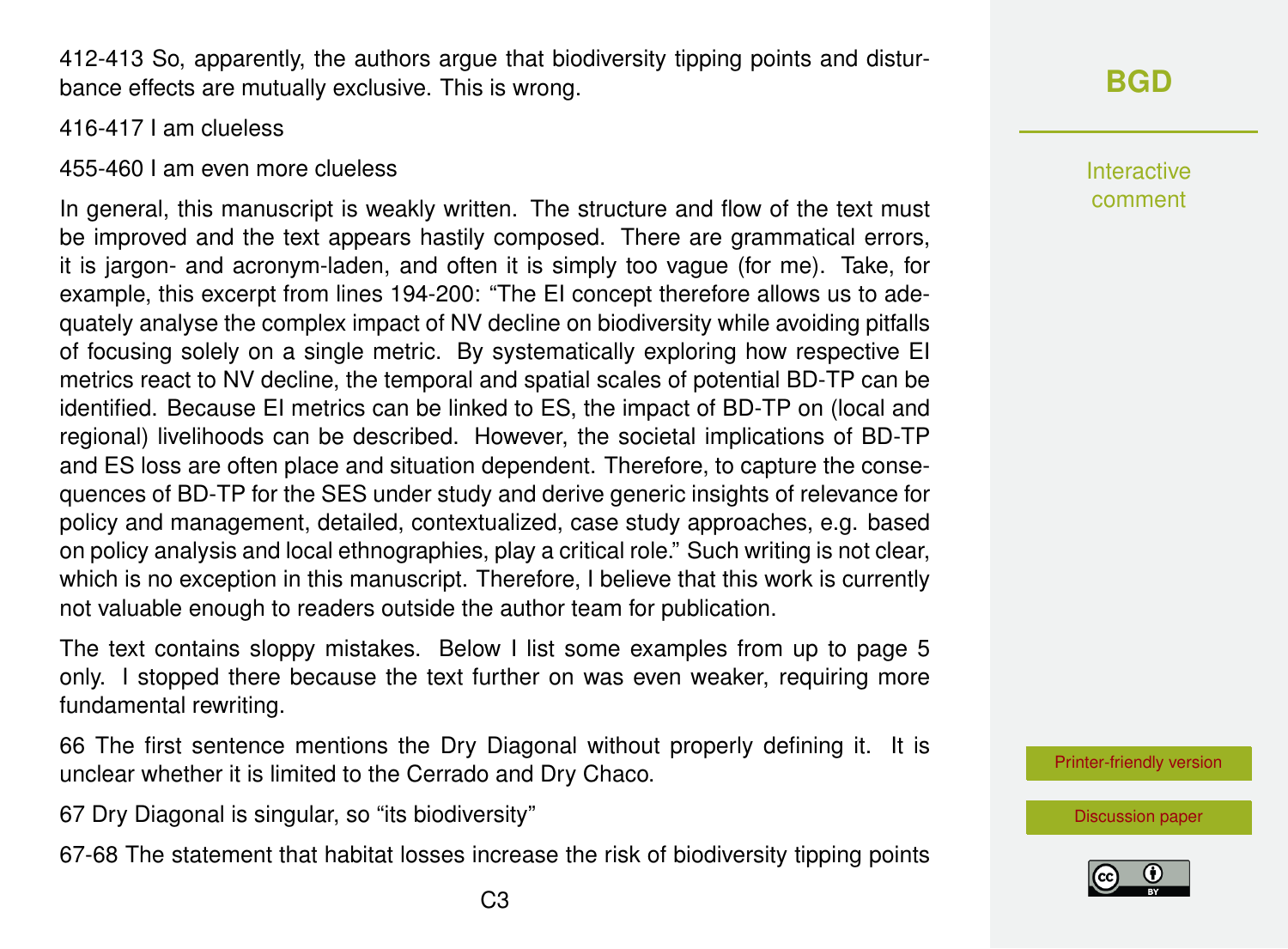412-413 So, apparently, the authors argue that biodiversity tipping points and disturbance effects are mutually exclusive. This is wrong.

416-417 I am clueless

455-460 I am even more clueless

In general, this manuscript is weakly written. The structure and flow of the text must be improved and the text appears hastily composed. There are grammatical errors, it is jargon- and acronym-laden, and often it is simply too vague (for me). Take, for example, this excerpt from lines 194-200: "The EI concept therefore allows us to adequately analyse the complex impact of NV decline on biodiversity while avoiding pitfalls of focusing solely on a single metric. By systematically exploring how respective EI metrics react to NV decline, the temporal and spatial scales of potential BD-TP can be identified. Because EI metrics can be linked to ES, the impact of BD-TP on (local and regional) livelihoods can be described. However, the societal implications of BD-TP and ES loss are often place and situation dependent. Therefore, to capture the consequences of BD-TP for the SES under study and derive generic insights of relevance for policy and management, detailed, contextualized, case study approaches, e.g. based on policy analysis and local ethnographies, play a critical role." Such writing is not clear, which is no exception in this manuscript. Therefore, I believe that this work is currently not valuable enough to readers outside the author team for publication.

The text contains sloppy mistakes. Below I list some examples from up to page 5 only. I stopped there because the text further on was even weaker, requiring more fundamental rewriting.

66 The first sentence mentions the Dry Diagonal without properly defining it. It is unclear whether it is limited to the Cerrado and Dry Chaco.

67 Dry Diagonal is singular, so "its biodiversity"

67-68 The statement that habitat losses increase the risk of biodiversity tipping points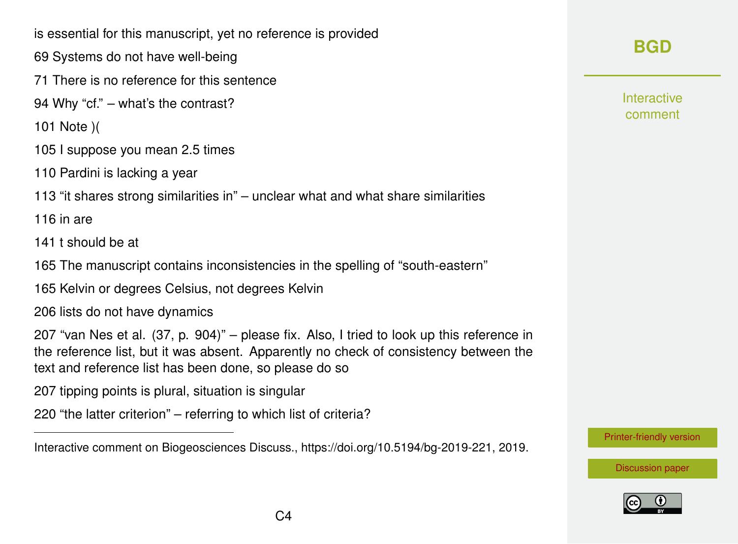is essential for this manuscript, yet no reference is provided

69 Systems do not have well-being

71 There is no reference for this sentence

94 Why “cf.” – what’s the contrast?

101 Note )(

105 I suppose you mean 2.5 times

110 Pardini is lacking a year

113 “it shares strong similarities in” – unclear what and what share similarities

116 in are

141 t should be at

165 The manuscript contains inconsistencies in the spelling of “south-eastern”

165 Kelvin or degrees Celsius, not degrees Kelvin

206 lists do not have dynamics

207 “van Nes et al. (37, p. 904)” – please fix. Also, I tried to look up this reference in the reference list, but it was absent. Apparently no check of consistency between the text and reference list has been done, so please do so

207 tipping points is plural, situation is singular

220 “the latter criterion” – referring to which list of criteria?

---

Interactive comment on Biogeosciences Discuss., https://doi.org/10.5194/bg-2019-221, 2019.